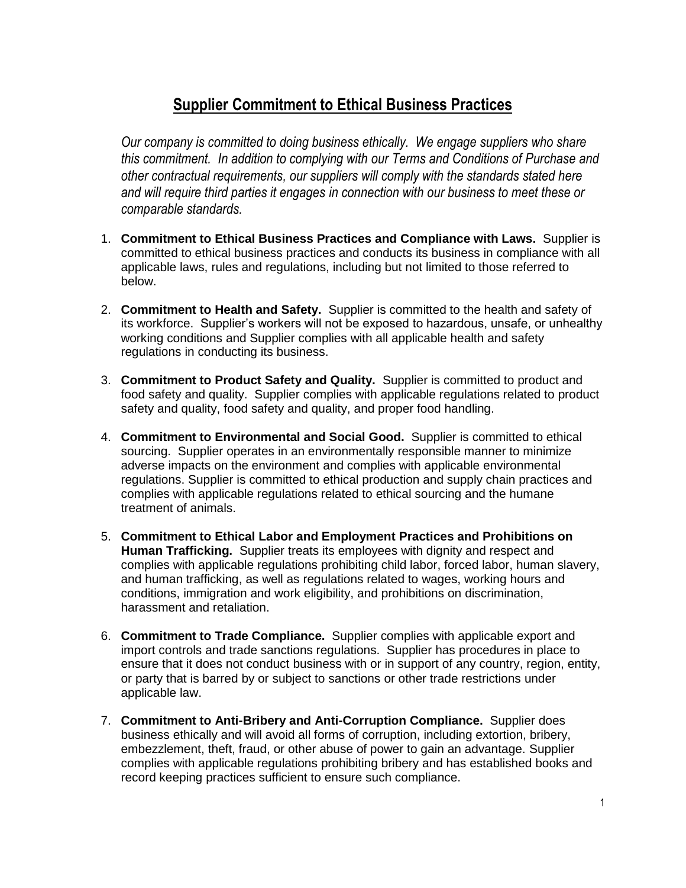# Supplier Commitment to Ethical Business Practices

*Our company is committed to doing business ethically. We engage suppliers who share this commitment. In addition to complying with our Terms and Conditions of Purchase and other contractual requirements, our suppliers will comply with the standards stated here and will require third parties it engages in connection with our business to meet these or comparable standards.*

1. **Commitment to Ethical Business Practices and Compliance with Laws.** Supplier is committed to ethical business practices and conducts its business in compliance with all applicable laws, rules and regulations, including but not limited to those referred to below.

2. **Commitment to Health and Safety.** Supplier is committed to the health and safety of its workforce. Supplier's workers will not be exposed to hazardous, unsafe, or unhealthy working conditions and Supplier complies with all applicable health and safety regulations in conducting its business.

3. **Commitment to Product Safety and Quality.** Supplier is committed to product and food safety and quality. Supplier complies with applicable regulations related to product safety and quality, food safety and quality, and proper food handling.

4. **Commitment to Environmental and Social Good.** Supplier is committed to ethical sourcing. Supplier operates in an environmentally responsible manner to minimize adverse impacts on the environment and complies with applicable environmental regulations. Supplier is committed to ethical production and supply chain practices and complies with applicable regulations related to ethical sourcing and the humane treatment of animals.

5. **Commitment to Ethical Labor and Employment Practices and Prohibitions on Human Trafficking.** Supplier treats its employees with dignity and respect and complies with applicable regulations prohibiting child labor, forced labor, human slavery, and human trafficking, as well as regulations related to wages, working hours and conditions, immigration and work eligibility, and prohibitions on discrimination, harassment and retaliation.

6. **Commitment to Trade Compliance.** Supplier complies with applicable export and import controls and trade sanctions regulations. Supplier has procedures in place to ensure that it does not conduct business with or in support of any country, region, entity, or party that is barred by or subject to sanctions or other trade restrictions under applicable law.

7. **Commitment to Anti-Bribery and Anti-Corruption Compliance.** Supplier does business ethically and will avoid all forms of corruption, including extortion, bribery, embezzlement, theft, fraud, or other abuse of power to gain an advantage. Supplier complies with applicable regulations prohibiting bribery and has established books and record keeping practices sufficient to ensure such compliance.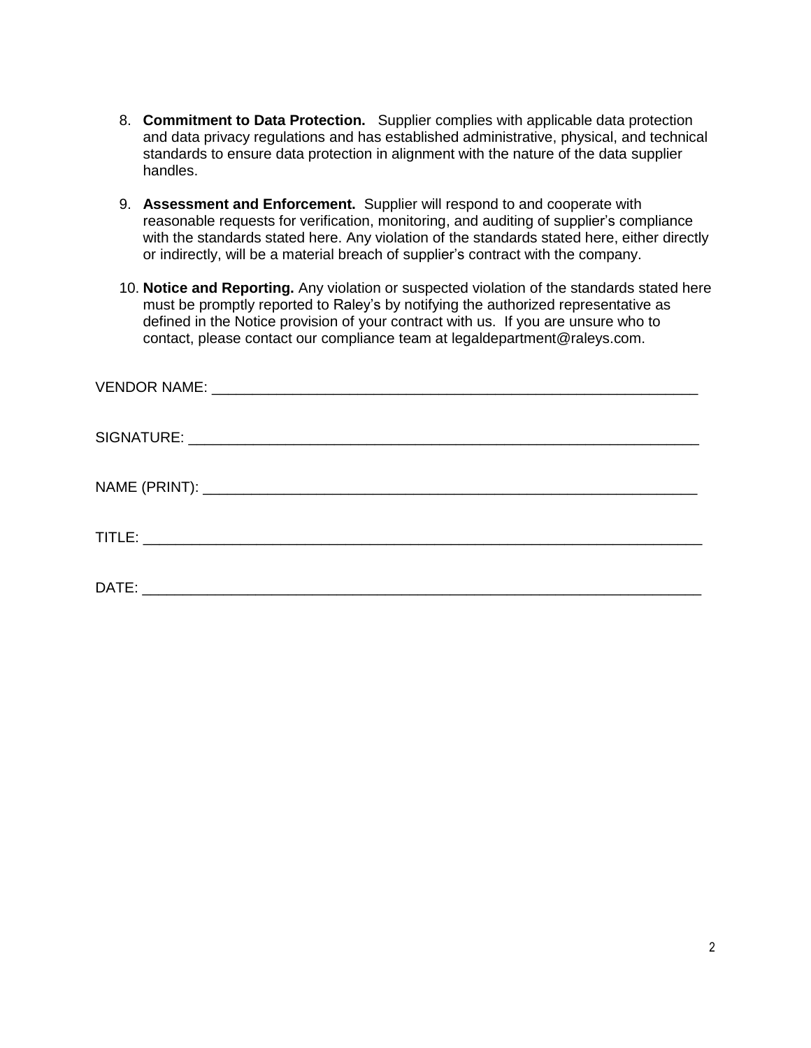8. **Commitment to Data Protection.** Supplier complies with applicable data protection and data privacy regulations and has established administrative, physical, and technical standards to ensure data protection in alignment with the nature of the data supplier handles.

9. **Assessment and Enforcement.** Supplier will respond to and cooperate with reasonable requests for verification, monitoring, and auditing of supplier's compliance with the standards stated here. Any violation of the standards stated here, either directly or indirectly, will be a material breach of supplier's contract with the company.

10. **Notice and Reporting.** Any violation or suspected violation of the standards stated here must be promptly reported to Raley's by notifying the authorized representative as defined in the Notice provision of your contract with us. If you are unsure who to contact, please contact our compliance team at legaldepartment@raleys.com.

VENDOR NAME: ____________________________________________________________

SIGNATURE: ______________________________________________________________

NAME (PRINT): ____________________________________________________________

TITLE: ___________________________________________________________________

DATE: ___________________________________________________________________